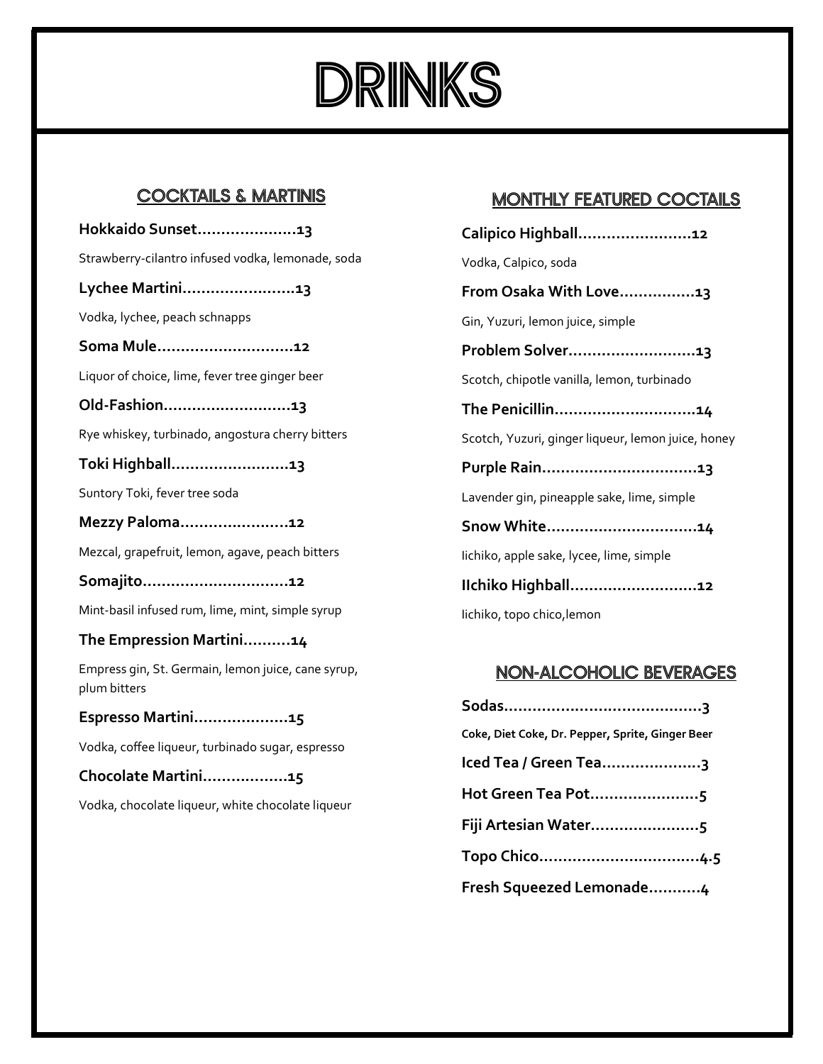# DRINKS

## COCKTAILS & MARTINIS

**Hokkaido Sunset.....................13**

Strawberry-cilantro infused vodka, lemonade, soda

**Lychee Martini........................13**

Vodka, lychee, peach schnapps

**Soma Mule.............................12**

Liquor of choice, lime, fever tree ginger beer

**Old-Fashion...........................13**

Rye whiskey, turbinado, angostura cherry bitters

**Toki Highball.........................13**

Suntory Toki, fever tree soda

**Mezzy Paloma.......................12**

Mezcal, grapefruit, lemon, agave, peach bitters

**Somajito...............................12**

Mint-basil infused rum, lime, mint, simple syrup

**The Empression Martini..........14**

Empress gin, St. Germain, lemon juice, cane syrup, plum bitters

**Espresso Martini....................15**

Vodka, coffee liqueur, turbinado sugar, espresso

**Chocolate Martini..................15**

Vodka, chocolate liqueur, white chocolate liqueur

## MONTHLY FEATURED COCTAILS

**Calipico Highball........................12**

Vodka, Calpico, soda

**From Osaka With Love................13**

Gin, Yuzuri, lemon juice, simple

**Problem Solver...........................13**

Scotch, chipotle vanilla, lemon, turbinado

**The Penicillin..............................14**

Scotch, Yuzuri, ginger liqueur, lemon juice, honey

**Purple Rain.................................13**

Lavender gin, pineapple sake, lime, simple

**Snow White................................14**

Iichiko, apple sake, lycee, lime, simple

**IIchiko Highball...........................12**

Iichiko, topo chico,lemon

## NON-ALCOHOLIC BEVERAGES

**Sodas.........................................3**

**Coke, Diet Coke, Dr. Pepper, Sprite, Ginger Beer**

**Iced Tea / Green Tea.....................3**

**Hot Green Tea Pot.......................5**

**Fiji Artesian Water.......................5**

**Topo Chico.................................4.5**

**Fresh Squeezed Lemonade...........4**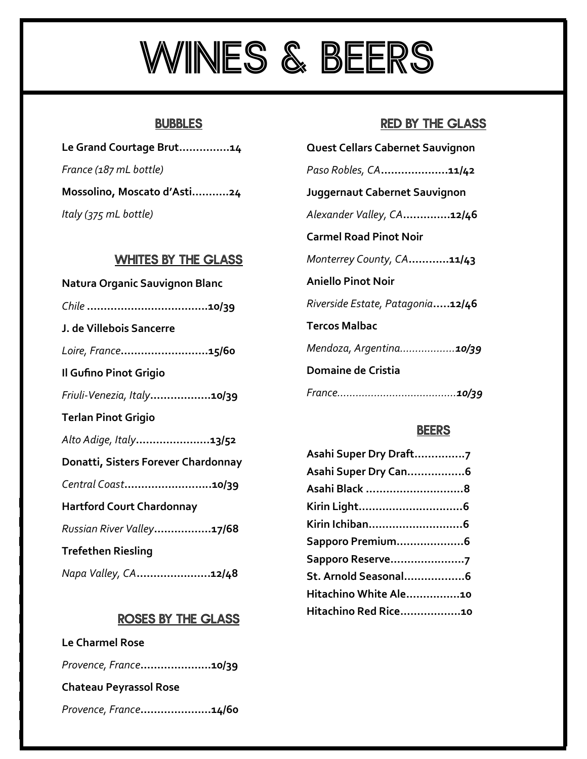# WINES & BEERS

## BUBBLES

**Le Grand Courtage Brut...............14**

*France (187 mL bottle)*

**Mossolino, Moscato d'Asti...........24**

*Italy (375 mL bottle)*

## WHITES BY THE GLASS

**Natura Organic Sauvignon Blanc**

*Chile* **....................................10/39**

**J. de Villebois Sancerre**

*Loire, France*..........................**15/60**

**Il Gufino Pinot Grigio**

*Friuli-Venezia, Italy*..................**10/39**

**Terlan Pinot Grigio**

*Alto Adige, Italy*......................**13/52**

**Donatti, Sisters Forever Chardonnay**

*Central Coast*..........................**10/39**

**Hartford Court Chardonnay**

*Russian River Valley*.................**17/68**

**Trefethen Riesling**

*Napa Valley, CA*......................**12/48**

## ROSES BY THE GLASS

**Le Charmel Rose**

*Provence, France*.....................**10/39**

**Chateau Peyrassol Rose**

*Provence, France*.....................**14/60**

## RED BY THE GLASS

**Quest Cellars Cabernet Sauvignon**

*Paso Robles, CA*....................**11/42**

**Juggernaut Cabernet Sauvignon**

*Alexander Valley, CA*..............**12/46**

**Carmel Road Pinot Noir**

*Monterrey County, CA*............**11/43**

**Aniello Pinot Noir**

*Riverside Estate, Patagonia*.....**12/46**

**Tercos Malbac**

*Mendoza, Argentina..................**10/39***

**Domaine de Cristia**

*France.......................................**10/39***

## BEERS

**Asahi Super Dry Draft...............7**
**Asahi Super Dry Can.................6**
**Asahi Black .............................8**
**Kirin Light...............................6**
**Kirin Ichiban............................6**
**Sapporo Premium....................6**
**Sapporo Reserve......................7**
**St. Arnold Seasonal..................6**
**Hitachino White Ale................10**
**Hitachino Red Rice..................10**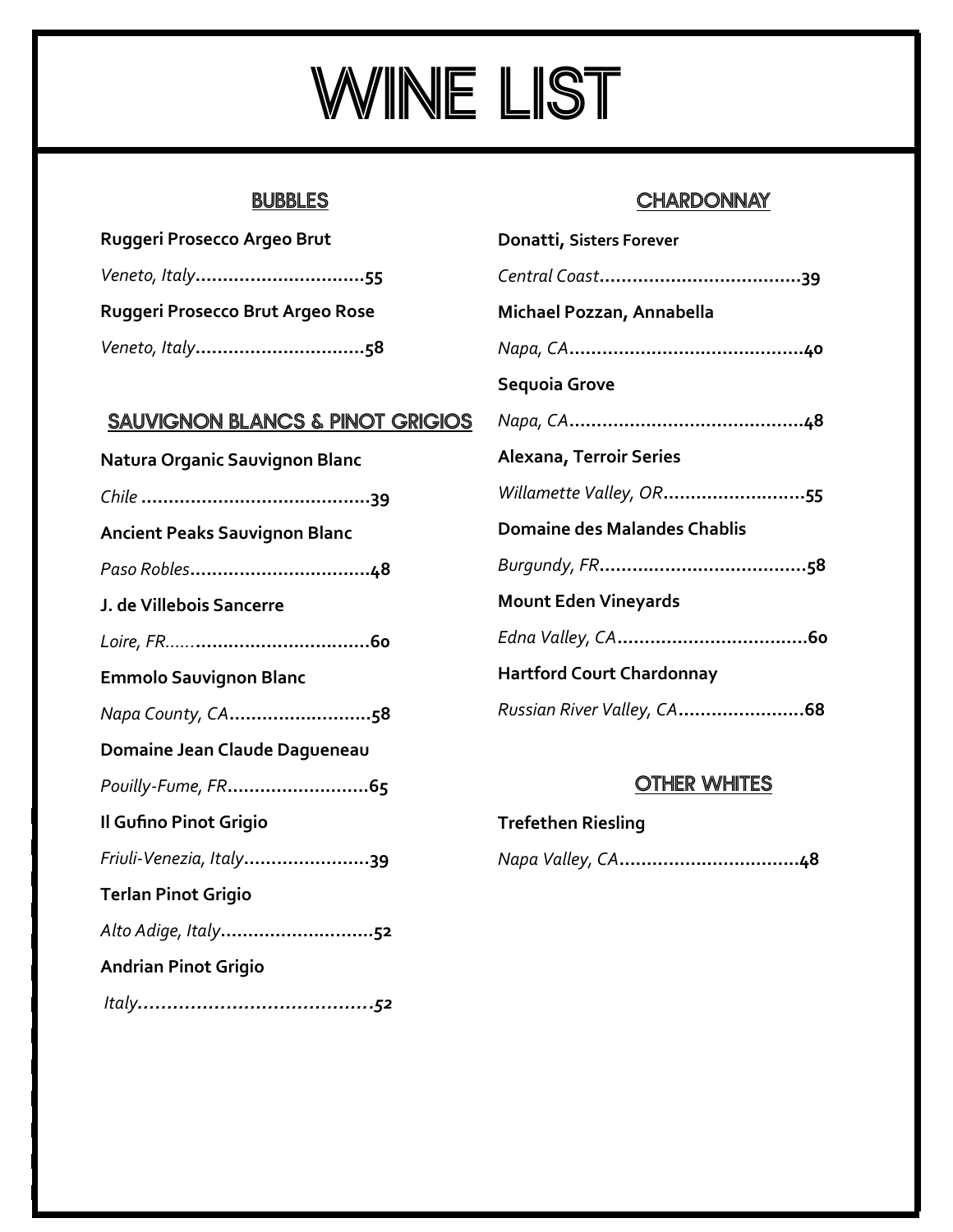# WINE LIST

## BUBBLES

**Ruggeri Prosecco Argeo Brut**

*Veneto, Italy*...............................**55**

**Ruggeri Prosecco Brut Argeo Rose**

*Veneto, Italy*...............................**58**

## SAUVIGNON BLANCS & PINOT GRIGIOS

**Natura Organic Sauvignon Blanc**

*Chile* ..........................................**39**

**Ancient Peaks Sauvignon Blanc**

*Paso Robles*.................................**48**

**J. de Villebois Sancerre**

*Loire, FR*......................................**60**

**Emmolo Sauvignon Blanc**

*Napa County, CA*..........................**58**

**Domaine Jean Claude Dagueneau**

*Pouilly-Fume, FR*..........................**65**

**Il Gufino Pinot Grigio**

*Friuli-Venezia, Italy*.......................**39**

**Terlan Pinot Grigio**

*Alto Adige, Italy*............................**52**

**Andrian Pinot Grigio**

*Italy*.........................................***52***

## CHARDONNAY

**Donatti, Sisters Forever**

*Central Coast*.....................................**39**

**Michael Pozzan, Annabella**

*Napa, CA*...........................................**40**

**Sequoia Grove**

*Napa, CA*...........................................**48**

**Alexana, Terroir Series**

*Willamette Valley, OR*..........................**55**

**Domaine des Malandes Chablis**

*Burgundy, FR*......................................**58**

**Mount Eden Vineyards**

*Edna Valley, CA*...................................**60**

**Hartford Court Chardonnay**

*Russian River Valley, CA*.......................**68**

## OTHER WHITES

**Trefethen Riesling**

*Napa Valley, CA*.................................**48**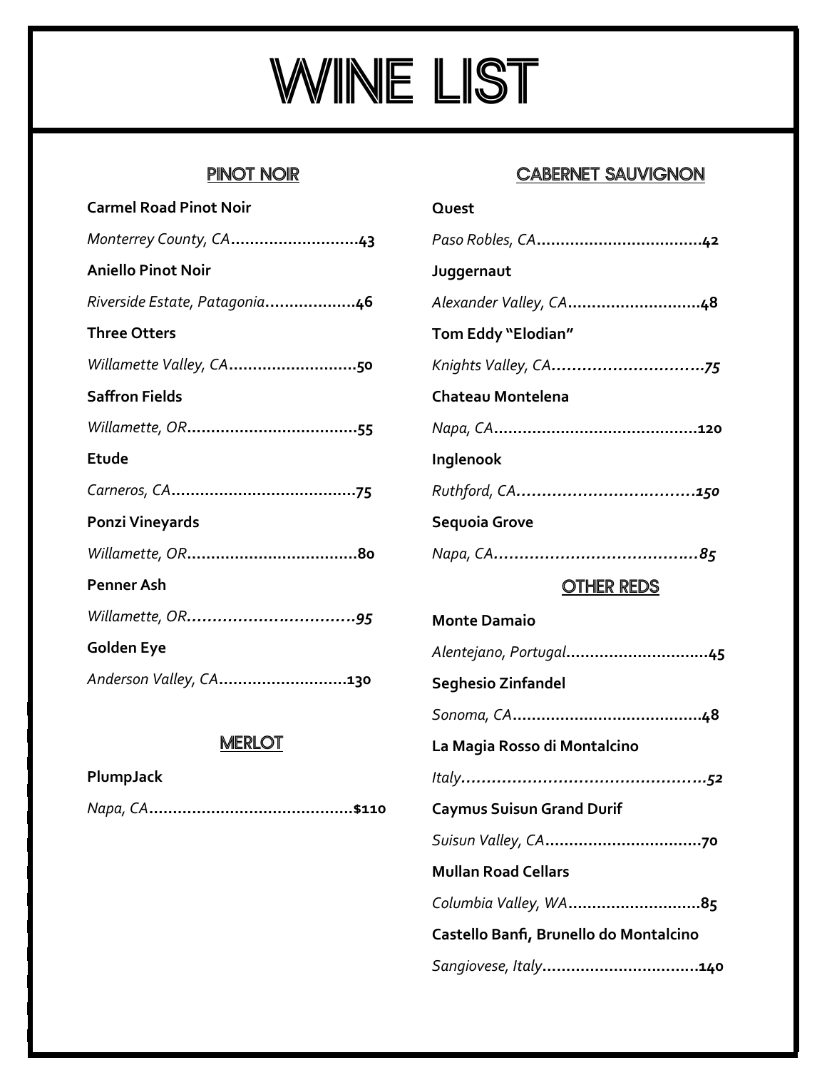# WINE LIST

## PINOT NOIR

**Carmel Road Pinot Noir**

*Monterrey County, CA*........................**43**

**Aniello Pinot Noir**

*Riverside Estate, Patagonia*..................**46**

**Three Otters**

*Willamette Valley, CA*........................**50**

**Saffron Fields**

*Willamette, OR*.................................**55**

**Etude**

*Carneros, CA*...................................**75**

**Ponzi Vineyards**

*Willamette, OR*.................................**80**

**Penner Ash**

*Willamette, OR*.................................***95***

**Golden Eye**

*Anderson Valley, CA*........................**130**

## MERLOT

**PlumpJack**

*Napa, CA*.......................................**$110**

## CABERNET SAUVIGNON

**Quest**

*Paso Robles, CA*...............................**42**

**Juggernaut**

*Alexander Valley, CA*.........................**48**

**Tom Eddy "Elodian"**

*Knights Valley, CA*...........................***75***

**Chateau Montelena**

*Napa, CA*.......................................**120**

**Inglenook**

*Ruthford, CA*..................................***150***

**Sequoia Grove**

*Napa, CA*.......................................***85***

## OTHER REDS

**Monte Damaio**

*Alentejano, Portugal*..........................**45**

**Seghesio Zinfandel**

*Sonoma, CA*.....................................**48**

**La Magia Rosso di Montalcino**

*Italy*..............................................***52***

**Caymus Suisun Grand Durif**

*Suisun Valley, CA*.............................**70**

**Mullan Road Cellars**

*Columbia Valley, WA*.........................**85**

**Castello Banfi, Brunello do Montalcino**

*Sangiovese, Italy*.............................**140**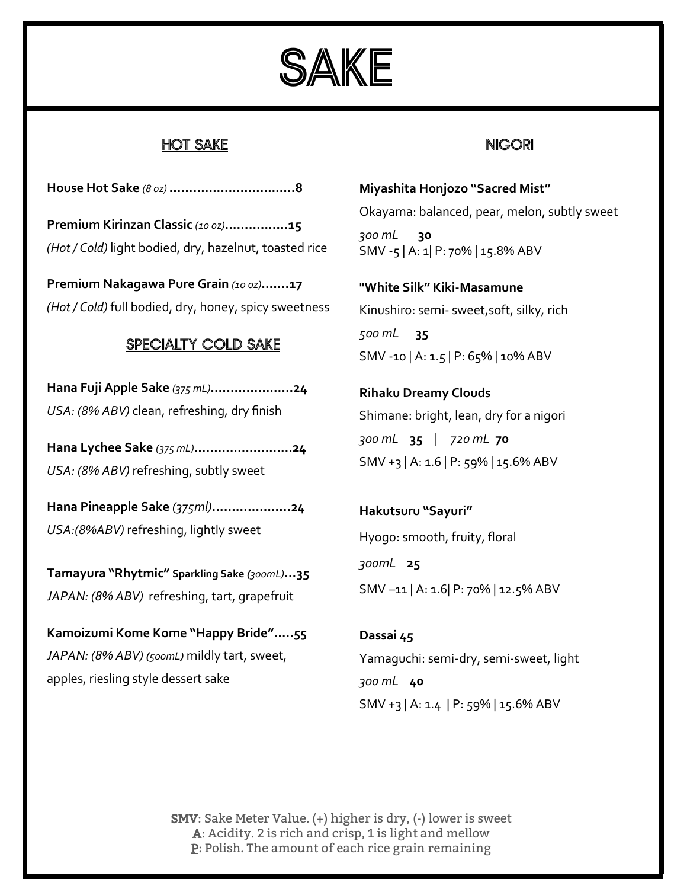# SAKE

## HOT SAKE

**House Hot Sake** *(8 oz)* ................................**8**

**Premium Kirinzan Classic** *(10 oz)*................**15**
*(Hot / Cold)* light bodied, dry, hazelnut, toasted rice

**Premium Nakagawa Pure Grain** *(10 oz)*.......**17**
*(Hot / Cold)* full bodied, dry, honey, spicy sweetness

## SPECIALTY COLD SAKE

**Hana Fuji Apple Sake** *(375 mL)*.....................**24**
*USA: (8% ABV)* clean, refreshing, dry finish

**Hana Lychee Sake** *(375 mL)*.........................**24**
*USA: (8% ABV)* refreshing, subtly sweet

**Hana Pineapple Sake** *(375ml)*....................**24**
*USA:(8%ABV)* refreshing, lightly sweet

**Tamayura "Rhytmic" Sparkling Sake** *(300mL)*...**35**
*JAPAN: (8% ABV)* refreshing, tart, grapefruit

**Kamoizumi Kome Kome "Happy Bride"**.....**55**
*JAPAN: (8% ABV) (500mL)* mildly tart, sweet, apples, riesling style dessert sake

## NIGORI

**Miyashita Honjozo "Sacred Mist"**
Okayama: balanced, pear, melon, subtly sweet
*300 mL* **30**
SMV -5 | A: 1| P: 70% | 15.8% ABV

**"White Silk" Kiki-Masamune**
Kinushiro: semi- sweet,soft, silky, rich
*500 mL* **35**
SMV -10 | A: 1.5 | P: 65% | 10% ABV

**Rihaku Dreamy Clouds**
Shimane: bright, lean, dry for a nigori
*300 mL* **35** | *720 mL* **70**
SMV +3 | A: 1.6 | P: 59% | 15.6% ABV

**Hakutsuru "Sayuri"**
Hyogo: smooth, fruity, floral
*300mL* **25**
SMV –11 | A: 1.6| P: 70% | 12.5% ABV

**Dassai 45**
Yamaguchi: semi-dry, semi-sweet, light
*300 mL* **40**
SMV +3 | A: 1.4 | P: 59% | 15.6% ABV

**SMV**: Sake Meter Value. (+) higher is dry, (-) lower is sweet
**A**: Acidity. 2 is rich and crisp, 1 is light and mellow
**P**: Polish. The amount of each rice grain remaining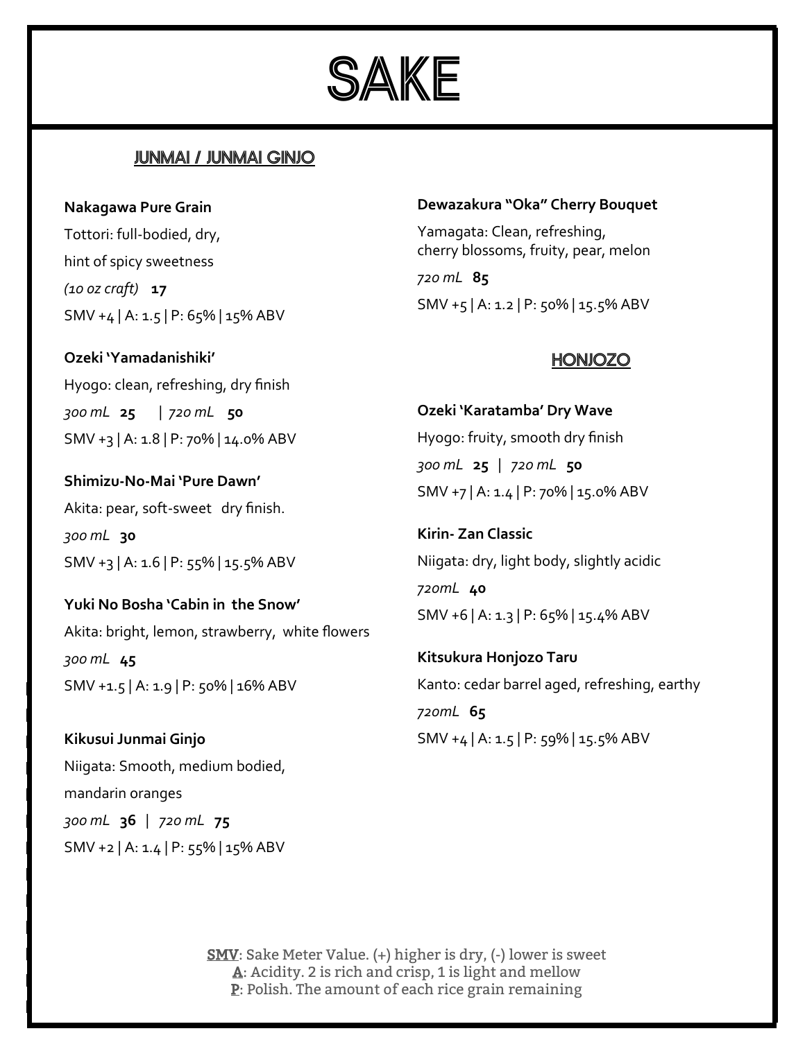# SAKE

## JUNMAI / JUNMAI GINJO

**Nakagawa Pure Grain**
Tottori: full-bodied, dry,
hint of spicy sweetness
*(10 oz craft)* **17**
SMV +4 | A: 1.5 | P: 65% | 15% ABV

**Ozeki 'Yamadanishiki'**
Hyogo: clean, refreshing, dry finish
*300 mL* **25** | *720 mL* **50**
SMV +3 | A: 1.8 | P: 70% | 14.0% ABV

**Shimizu-No-Mai 'Pure Dawn'**
Akita: pear, soft-sweet dry finish.
*300 mL* **30**
SMV +3 | A: 1.6 | P: 55% | 15.5% ABV

**Yuki No Bosha 'Cabin in the Snow'**
Akita: bright, lemon, strawberry, white flowers
*300 mL* **45**
SMV +1.5 | A: 1.9 | P: 50% | 16% ABV

**Kikusui Junmai Ginjo**
Niigata: Smooth, medium bodied,
mandarin oranges
*300 mL* **36** | *720 mL* **75**
SMV +2 | A: 1.4 | P: 55% | 15% ABV

**Dewazakura "Oka" Cherry Bouquet**
Yamagata: Clean, refreshing,
cherry blossoms, fruity, pear, melon
*720 mL* **85**
SMV +5 | A: 1.2 | P: 50% | 15.5% ABV

## HONJOZO

**Ozeki 'Karatamba' Dry Wave**
Hyogo: fruity, smooth dry finish
*300 mL* **25** | *720 mL* **50**
SMV +7 | A: 1.4 | P: 70% | 15.0% ABV

**Kirin- Zan Classic**
Niigata: dry, light body, slightly acidic
*720mL* **40**
SMV +6 | A: 1.3 | P: 65% | 15.4% ABV

**Kitsukura Honjozo Taru**
Kanto: cedar barrel aged, refreshing, earthy
*720mL* **65**
SMV +4 | A: 1.5 | P: 59% | 15.5% ABV

**SMV**: Sake Meter Value. (+) higher is dry, (-) lower is sweet
**A**: Acidity. 2 is rich and crisp, 1 is light and mellow
**P**: Polish. The amount of each rice grain remaining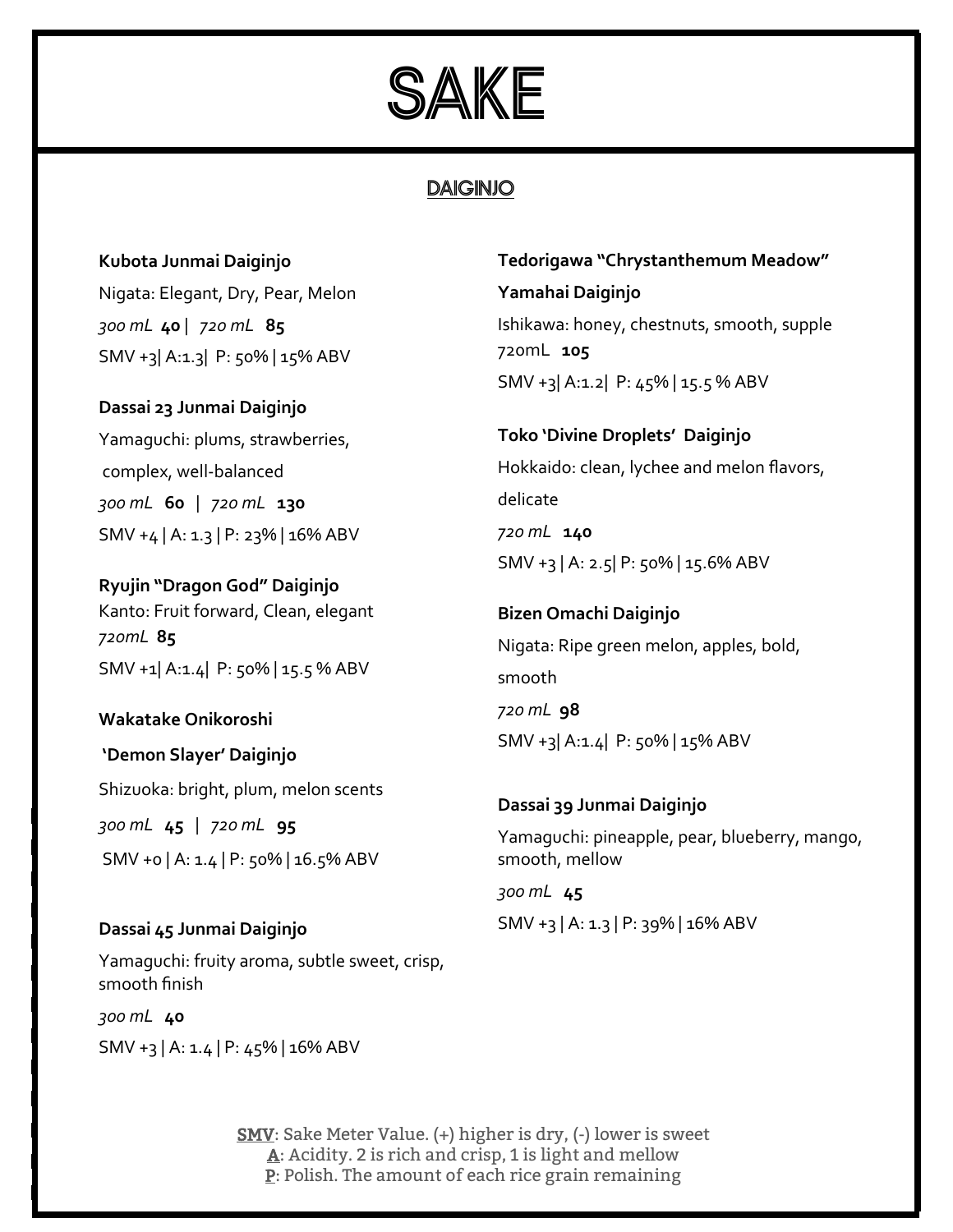# SAKE

## DAIGINJO

**Kubota Junmai Daiginjo**

Nigata: Elegant, Dry, Pear, Melon

*300 mL* **40** | *720 mL* **85**

SMV +3| A:1.3| P: 50% | 15% ABV

**Dassai 23 Junmai Daiginjo**

Yamaguchi: plums, strawberries, complex, well-balanced

*300 mL* **60** | *720 mL* **130**

SMV +4 | A: 1.3 | P: 23% | 16% ABV

**Ryujin "Dragon God" Daiginjo**

Kanto: Fruit forward, Clean, elegant

*720mL* **85**

SMV +1| A:1.4| P: 50% | 15.5 % ABV

**Wakatake Onikoroshi 'Demon Slayer' Daiginjo**

Shizuoka: bright, plum, melon scents

*300 mL* **45** | *720 mL* **95**

SMV +0 | A: 1.4 | P: 50% | 16.5% ABV

**Dassai 45 Junmai Daiginjo**

Yamaguchi: fruity aroma, subtle sweet, crisp, smooth finish

*300 mL* **40**

SMV +3 | A: 1.4 | P: 45% | 16% ABV

**Tedorigawa "Chrystanthemum Meadow" Yamahai Daiginjo**

Ishikawa: honey, chestnuts, smooth, supple

720mL **105**

SMV +3| A:1.2| P: 45% | 15.5 % ABV

**Toko 'Divine Droplets' Daiginjo**

Hokkaido: clean, lychee and melon flavors, delicate

*720 mL* **140**

SMV +3 | A: 2.5| P: 50% | 15.6% ABV

**Bizen Omachi Daiginjo**

Nigata: Ripe green melon, apples, bold, smooth

*720 mL* **98**

SMV +3| A:1.4| P: 50% | 15% ABV

**Dassai 39 Junmai Daiginjo**

Yamaguchi: pineapple, pear, blueberry, mango, smooth, mellow

*300 mL* **45**

SMV +3 | A: 1.3 | P: 39% | 16% ABV

**SMV**: Sake Meter Value. (+) higher is dry, (-) lower is sweet
**A**: Acidity. 2 is rich and crisp, 1 is light and mellow
**P**: Polish. The amount of each rice grain remaining